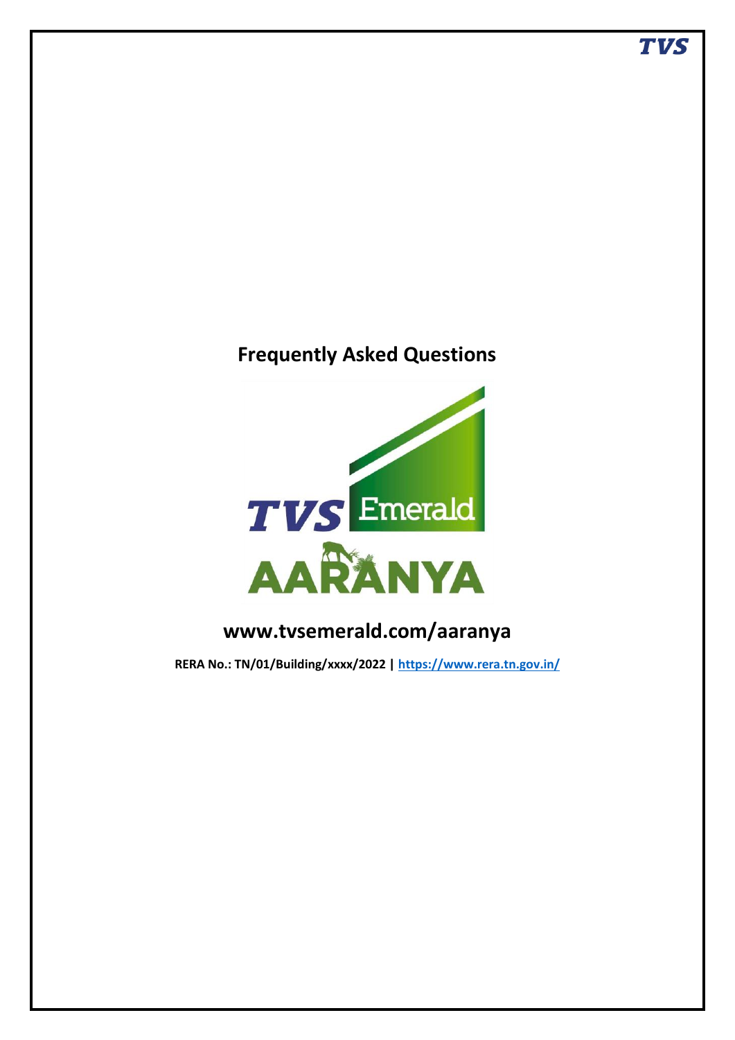# Frequently Asked Questions

TVS Emerald

AARANYA

## www.tvsemerald.com/aaranya

**RERA No.: TN/01/Building/xxxx/2022 | https://www.rera.tn.gov.in/**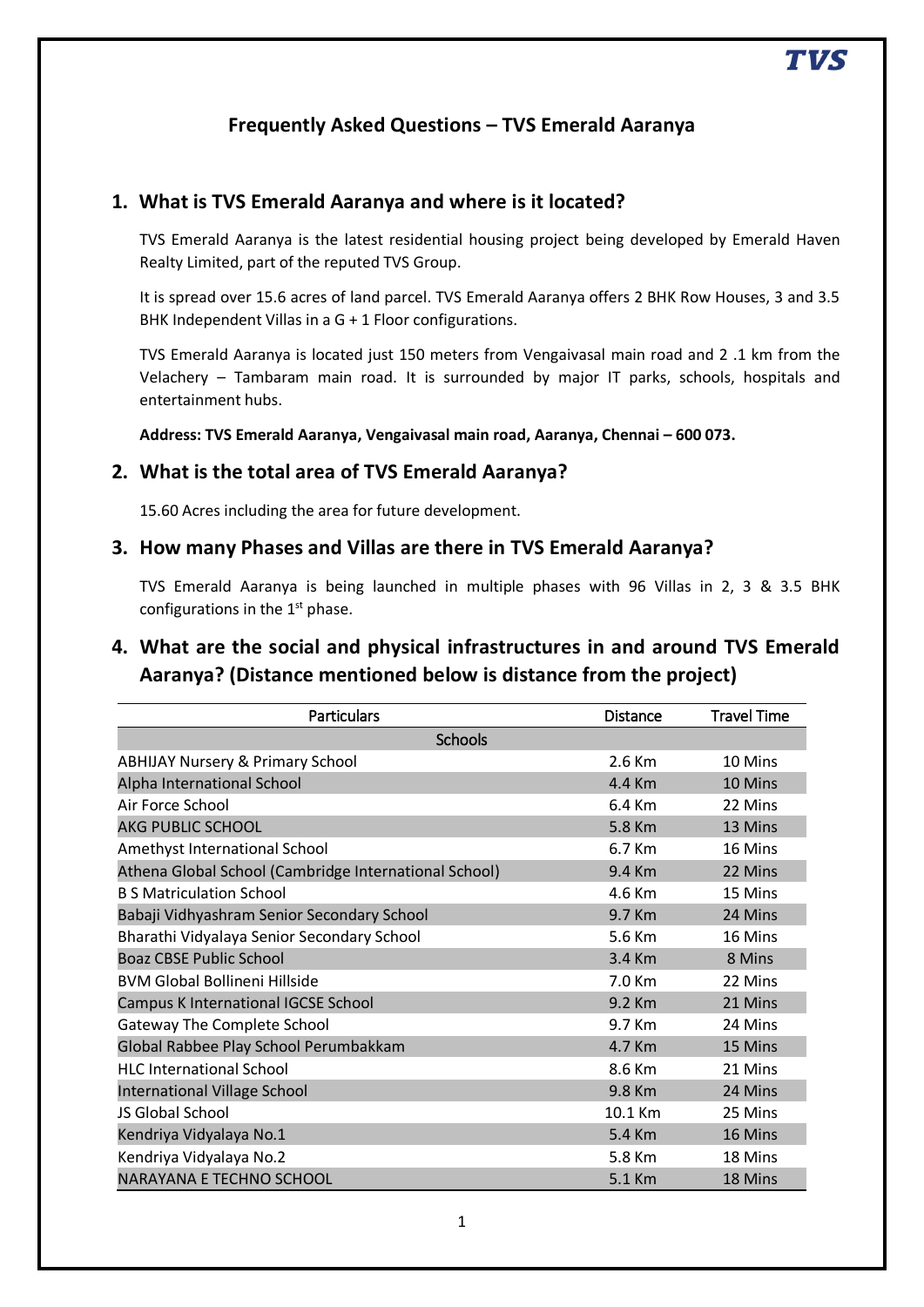## Frequently Asked Questions – TVS Emerald Aaranya

### 1. What is TVS Emerald Aaranya and where is it located?

TVS Emerald Aaranya is the latest residential housing project being developed by Emerald Haven Realty Limited, part of the reputed TVS Group.

It is spread over 15.6 acres of land parcel. TVS Emerald Aaranya offers 2 BHK Row Houses, 3 and 3.5 BHK Independent Villas in a G + 1 Floor configurations.

TVS Emerald Aaranya is located just 150 meters from Vengaivasal main road and 2 .1 km from the Velachery – Tambaram main road. It is surrounded by major IT parks, schools, hospitals and entertainment hubs.

**Address: TVS Emerald Aaranya, Vengaivasal main road, Aaranya, Chennai – 600 073.**

### 2. What is the total area of TVS Emerald Aaranya?

15.60 Acres including the area for future development.

### 3. How many Phases and Villas are there in TVS Emerald Aaranya?

TVS Emerald Aaranya is being launched in multiple phases with 96 Villas in 2, 3 & 3.5 BHK configurations in the 1st phase.

### 4. What are the social and physical infrastructures in and around TVS Emerald Aaranya? (Distance mentioned below is distance from the project)

| Particulars | Distance | Travel Time |
|---|---|---|
| Schools | | |
| ABHIJAY Nursery & Primary School | 2.6 Km | 10 Mins |
| Alpha International School | 4.4 Km | 10 Mins |
| Air Force School | 6.4 Km | 22 Mins |
| AKG PUBLIC SCHOOL | 5.8 Km | 13 Mins |
| Amethyst International School | 6.7 Km | 16 Mins |
| Athena Global School (Cambridge International School) | 9.4 Km | 22 Mins |
| B S Matriculation School | 4.6 Km | 15 Mins |
| Babaji Vidhyashram Senior Secondary School | 9.7 Km | 24 Mins |
| Bharathi Vidyalaya Senior Secondary School | 5.6 Km | 16 Mins |
| Boaz CBSE Public School | 3.4 Km | 8 Mins |
| BVM Global Bollineni Hillside | 7.0 Km | 22 Mins |
| Campus K International IGCSE School | 9.2 Km | 21 Mins |
| Gateway The Complete School | 9.7 Km | 24 Mins |
| Global Rabbee Play School Perumbakkam | 4.7 Km | 15 Mins |
| HLC International School | 8.6 Km | 21 Mins |
| International Village School | 9.8 Km | 24 Mins |
| JS Global School | 10.1 Km | 25 Mins |
| Kendriya Vidyalaya No.1 | 5.4 Km | 16 Mins |
| Kendriya Vidyalaya No.2 | 5.8 Km | 18 Mins |
| NARAYANA E TECHNO SCHOOL | 5.1 Km | 18 Mins |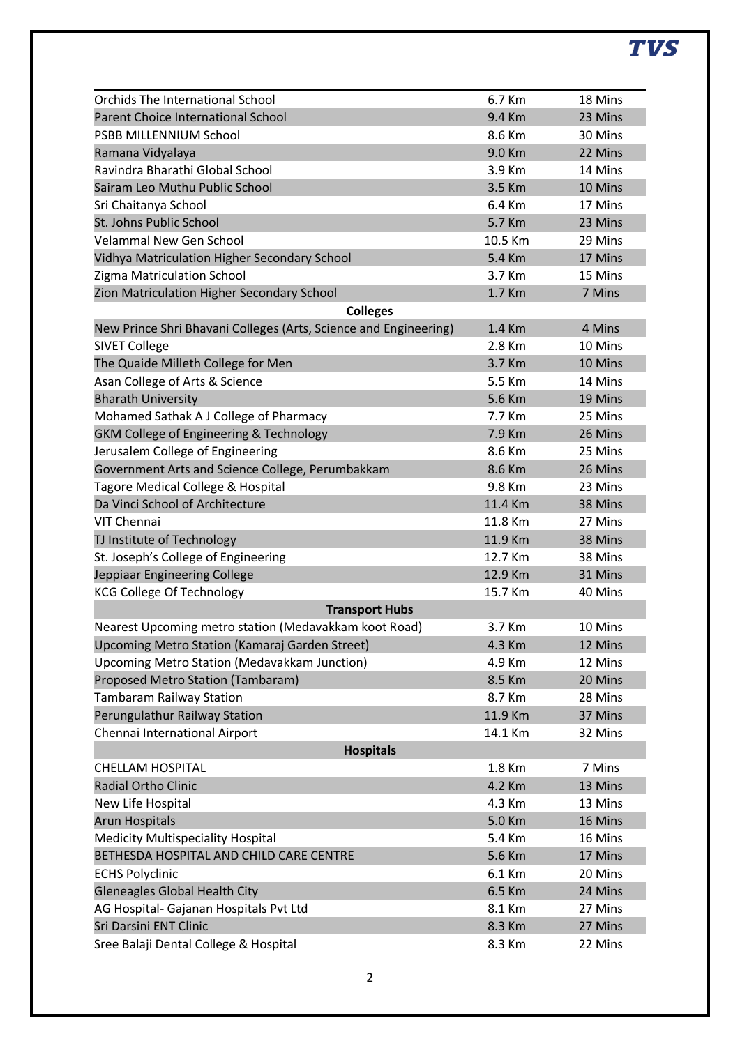| | | |
|---|---|---|
| Orchids The International School | 6.7 Km | 18 Mins |
| Parent Choice International School | 9.4 Km | 23 Mins |
| PSBB MILLENNIUM School | 8.6 Km | 30 Mins |
| Ramana Vidyalaya | 9.0 Km | 22 Mins |
| Ravindra Bharathi Global School | 3.9 Km | 14 Mins |
| Sairam Leo Muthu Public School | 3.5 Km | 10 Mins |
| Sri Chaitanya School | 6.4 Km | 17 Mins |
| St. Johns Public School | 5.7 Km | 23 Mins |
| Velammal New Gen School | 10.5 Km | 29 Mins |
| Vidhya Matriculation Higher Secondary School | 5.4 Km | 17 Mins |
| Zigma Matriculation School | 3.7 Km | 15 Mins |
| Zion Matriculation Higher Secondary School | 1.7 Km | 7 Mins |
| **Colleges** | | |
| New Prince Shri Bhavani Colleges (Arts, Science and Engineering) | 1.4 Km | 4 Mins |
| SIVET College | 2.8 Km | 10 Mins |
| The Quaide Milleth College for Men | 3.7 Km | 10 Mins |
| Asan College of Arts & Science | 5.5 Km | 14 Mins |
| Bharath University | 5.6 Km | 19 Mins |
| Mohamed Sathak A J College of Pharmacy | 7.7 Km | 25 Mins |
| GKM College of Engineering & Technology | 7.9 Km | 26 Mins |
| Jerusalem College of Engineering | 8.6 Km | 25 Mins |
| Government Arts and Science College, Perumbakkam | 8.6 Km | 26 Mins |
| Tagore Medical College & Hospital | 9.8 Km | 23 Mins |
| Da Vinci School of Architecture | 11.4 Km | 38 Mins |
| VIT Chennai | 11.8 Km | 27 Mins |
| TJ Institute of Technology | 11.9 Km | 38 Mins |
| St. Joseph's College of Engineering | 12.7 Km | 38 Mins |
| Jeppiaar Engineering College | 12.9 Km | 31 Mins |
| KCG College Of Technology | 15.7 Km | 40 Mins |
| **Transport Hubs** | | |
| Nearest Upcoming metro station (Medavakkam koot Road) | 3.7 Km | 10 Mins |
| Upcoming Metro Station (Kamaraj Garden Street) | 4.3 Km | 12 Mins |
| Upcoming Metro Station (Medavakkam Junction) | 4.9 Km | 12 Mins |
| Proposed Metro Station (Tambaram) | 8.5 Km | 20 Mins |
| Tambaram Railway Station | 8.7 Km | 28 Mins |
| Perungulathur Railway Station | 11.9 Km | 37 Mins |
| Chennai International Airport | 14.1 Km | 32 Mins |
| **Hospitals** | | |
| CHELLAM HOSPITAL | 1.8 Km | 7 Mins |
| Radial Ortho Clinic | 4.2 Km | 13 Mins |
| New Life Hospital | 4.3 Km | 13 Mins |
| Arun Hospitals | 5.0 Km | 16 Mins |
| Medicity Multispeciality Hospital | 5.4 Km | 16 Mins |
| BETHESDA HOSPITAL AND CHILD CARE CENTRE | 5.6 Km | 17 Mins |
| ECHS Polyclinic | 6.1 Km | 20 Mins |
| Gleneagles Global Health City | 6.5 Km | 24 Mins |
| AG Hospital- Gajanan Hospitals Pvt Ltd | 8.1 Km | 27 Mins |
| Sri Darsini ENT Clinic | 8.3 Km | 27 Mins |
| Sree Balaji Dental College & Hospital | 8.3 Km | 22 Mins |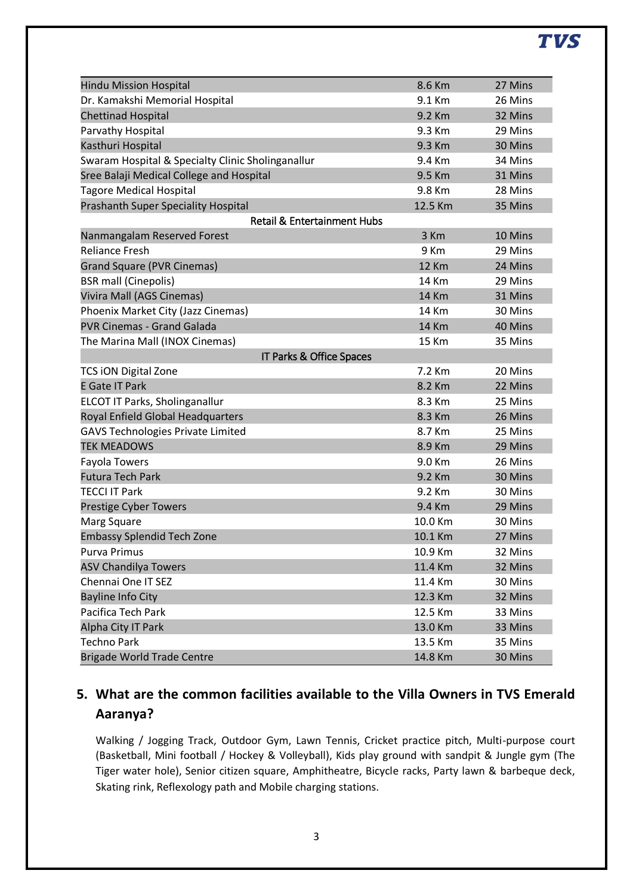| | | |
|---|---|---|
| Hindu Mission Hospital | 8.6 Km | 27 Mins |
| Dr. Kamakshi Memorial Hospital | 9.1 Km | 26 Mins |
| Chettinad Hospital | 9.2 Km | 32 Mins |
| Parvathy Hospital | 9.3 Km | 29 Mins |
| Kasthuri Hospital | 9.3 Km | 30 Mins |
| Swaram Hospital & Specialty Clinic Sholinganallur | 9.4 Km | 34 Mins |
| Sree Balaji Medical College and Hospital | 9.5 Km | 31 Mins |
| Tagore Medical Hospital | 9.8 Km | 28 Mins |
| Prashanth Super Speciality Hospital | 12.5 Km | 35 Mins |
| **Retail & Entertainment Hubs** | | |
| Nanmangalam Reserved Forest | 3 Km | 10 Mins |
| Reliance Fresh | 9 Km | 29 Mins |
| Grand Square (PVR Cinemas) | 12 Km | 24 Mins |
| BSR mall (Cinepolis) | 14 Km | 29 Mins |
| Vivira Mall (AGS Cinemas) | 14 Km | 31 Mins |
| Phoenix Market City (Jazz Cinemas) | 14 Km | 30 Mins |
| PVR Cinemas - Grand Galada | 14 Km | 40 Mins |
| The Marina Mall (INOX Cinemas) | 15 Km | 35 Mins |
| **IT Parks & Office Spaces** | | |
| TCS iON Digital Zone | 7.2 Km | 20 Mins |
| E Gate IT Park | 8.2 Km | 22 Mins |
| ELCOT IT Parks, Sholinganallur | 8.3 Km | 25 Mins |
| Royal Enfield Global Headquarters | 8.3 Km | 26 Mins |
| GAVS Technologies Private Limited | 8.7 Km | 25 Mins |
| TEK MEADOWS | 8.9 Km | 29 Mins |
| Fayola Towers | 9.0 Km | 26 Mins |
| Futura Tech Park | 9.2 Km | 30 Mins |
| TECCI IT Park | 9.2 Km | 30 Mins |
| Prestige Cyber Towers | 9.4 Km | 29 Mins |
| Marg Square | 10.0 Km | 30 Mins |
| Embassy Splendid Tech Zone | 10.1 Km | 27 Mins |
| Purva Primus | 10.9 Km | 32 Mins |
| ASV Chandilya Towers | 11.4 Km | 32 Mins |
| Chennai One IT SEZ | 11.4 Km | 30 Mins |
| Bayline Info City | 12.3 Km | 32 Mins |
| Pacifica Tech Park | 12.5 Km | 33 Mins |
| Alpha City IT Park | 13.0 Km | 33 Mins |
| Techno Park | 13.5 Km | 35 Mins |
| Brigade World Trade Centre | 14.8 Km | 30 Mins |

## 5. What are the common facilities available to the Villa Owners in TVS Emerald Aaranya?

Walking / Jogging Track, Outdoor Gym, Lawn Tennis, Cricket practice pitch, Multi-purpose court (Basketball, Mini football / Hockey & Volleyball), Kids play ground with sandpit & Jungle gym (The Tiger water hole), Senior citizen square, Amphitheatre, Bicycle racks, Party lawn & barbeque deck, Skating rink, Reflexology path and Mobile charging stations.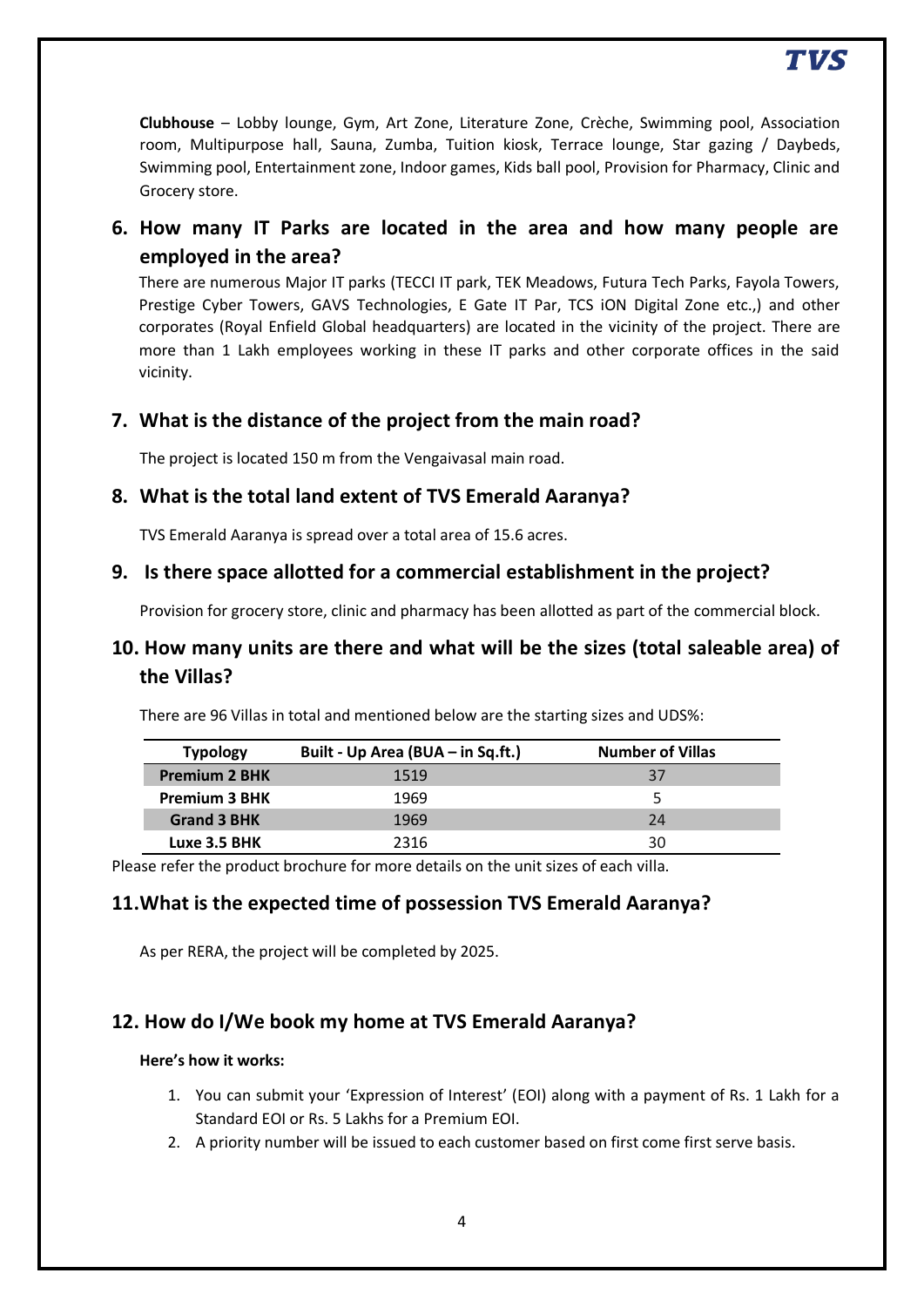**Clubhouse** – Lobby lounge, Gym, Art Zone, Literature Zone, Crèche, Swimming pool, Association room, Multipurpose hall, Sauna, Zumba, Tuition kiosk, Terrace lounge, Star gazing / Daybeds, Swimming pool, Entertainment zone, Indoor games, Kids ball pool, Provision for Pharmacy, Clinic and Grocery store.

## 6. How many IT Parks are located in the area and how many people are employed in the area?

There are numerous Major IT parks (TECCI IT park, TEK Meadows, Futura Tech Parks, Fayola Towers, Prestige Cyber Towers, GAVS Technologies, E Gate IT Par, TCS iON Digital Zone etc.,) and other corporates (Royal Enfield Global headquarters) are located in the vicinity of the project. There are more than 1 Lakh employees working in these IT parks and other corporate offices in the said vicinity.

## 7. What is the distance of the project from the main road?

The project is located 150 m from the Vengaivasal main road.

## 8. What is the total land extent of TVS Emerald Aaranya?

TVS Emerald Aaranya is spread over a total area of 15.6 acres.

## 9. Is there space allotted for a commercial establishment in the project?

Provision for grocery store, clinic and pharmacy has been allotted as part of the commercial block.

## 10. How many units are there and what will be the sizes (total saleable area) of the Villas?

There are 96 Villas in total and mentioned below are the starting sizes and UDS%:

| Typology | Built - Up Area (BUA – in Sq.ft.) | Number of Villas |
|---|---|---|
| **Premium 2 BHK** | 1519 | 37 |
| **Premium 3 BHK** | 1969 | 5 |
| **Grand 3 BHK** | 1969 | 24 |
| **Luxe 3.5 BHK** | 2316 | 30 |

Please refer the product brochure for more details on the unit sizes of each villa.

## 11. What is the expected time of possession TVS Emerald Aaranya?

As per RERA, the project will be completed by 2025.

## 12. How do I/We book my home at TVS Emerald Aaranya?

**Here's how it works:**

1. You can submit your 'Expression of Interest' (EOI) along with a payment of Rs. 1 Lakh for a Standard EOI or Rs. 5 Lakhs for a Premium EOI.
2. A priority number will be issued to each customer based on first come first serve basis.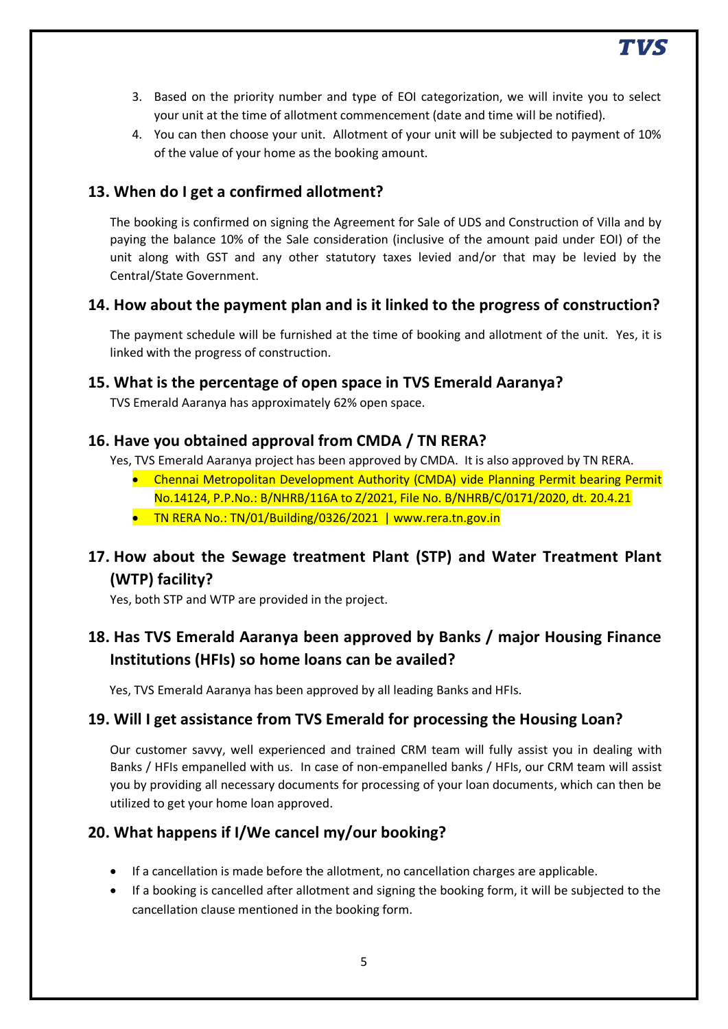3. Based on the priority number and type of EOI categorization, we will invite you to select your unit at the time of allotment commencement (date and time will be notified).
4. You can then choose your unit. Allotment of your unit will be subjected to payment of 10% of the value of your home as the booking amount.

## 13. When do I get a confirmed allotment?

The booking is confirmed on signing the Agreement for Sale of UDS and Construction of Villa and by paying the balance 10% of the Sale consideration (inclusive of the amount paid under EOI) of the unit along with GST and any other statutory taxes levied and/or that may be levied by the Central/State Government.

## 14. How about the payment plan and is it linked to the progress of construction?

The payment schedule will be furnished at the time of booking and allotment of the unit. Yes, it is linked with the progress of construction.

## 15. What is the percentage of open space in TVS Emerald Aaranya?

TVS Emerald Aaranya has approximately 62% open space.

## 16. Have you obtained approval from CMDA / TN RERA?

Yes, TVS Emerald Aaranya project has been approved by CMDA. It is also approved by TN RERA.

- Chennai Metropolitan Development Authority (CMDA) vide Planning Permit bearing Permit No.14124, P.P.No.: B/NHRB/116A to Z/2021, File No. B/NHRB/C/0171/2020, dt. 20.4.21
- TN RERA No.: TN/01/Building/0326/2021 | www.rera.tn.gov.in

## 17. How about the Sewage treatment Plant (STP) and Water Treatment Plant (WTP) facility?

Yes, both STP and WTP are provided in the project.

## 18. Has TVS Emerald Aaranya been approved by Banks / major Housing Finance Institutions (HFIs) so home loans can be availed?

Yes, TVS Emerald Aaranya has been approved by all leading Banks and HFIs.

## 19. Will I get assistance from TVS Emerald for processing the Housing Loan?

Our customer savvy, well experienced and trained CRM team will fully assist you in dealing with Banks / HFIs empanelled with us. In case of non-empanelled banks / HFIs, our CRM team will assist you by providing all necessary documents for processing of your loan documents, which can then be utilized to get your home loan approved.

## 20. What happens if I/We cancel my/our booking?

- If a cancellation is made before the allotment, no cancellation charges are applicable.
- If a booking is cancelled after allotment and signing the booking form, it will be subjected to the cancellation clause mentioned in the booking form.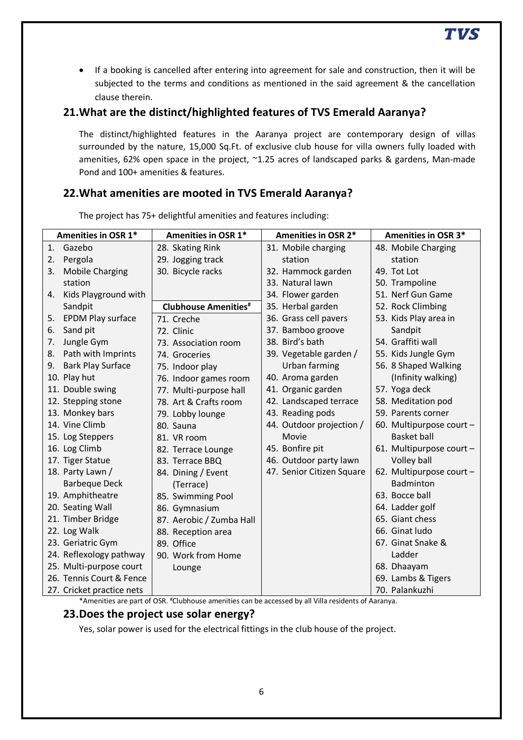- If a booking is cancelled after entering into agreement for sale and construction, then it will be subjected to the terms and conditions as mentioned in the said agreement & the cancellation clause therein.

## 21.What are the distinct/highlighted features of TVS Emerald Aaranya?

The distinct/highlighted features in the Aaranya project are contemporary design of villas surrounded by the nature, 15,000 Sq.Ft. of exclusive club house for villa owners fully loaded with amenities, 62% open space in the project, ~1.25 acres of landscaped parks & gardens, Man-made Pond and 100+ amenities & features.

## 22.What amenities are mooted in TVS Emerald Aaranya?

The project has 75+ delightful amenities and features including:

| Amenities in OSR 1* | Amenities in OSR 1* | Amenities in OSR 2* | Amenities in OSR 3* |
|---|---|---|---|
| 1. Gazebo | 28. Skating Rink | 31. Mobile charging station | 48. Mobile Charging station |
| 2. Pergola | 29. Jogging track | 32. Hammock garden | 49. Tot Lot |
| 3. Mobile Charging station | 30. Bicycle racks | 33. Natural lawn | 50. Trampoline |
| 4. Kids Playground with Sandpit | **Clubhouse Amenities#** | 34. Flower garden | 51. Nerf Gun Game |
| 5. EPDM Play surface | 71. Creche | 35. Herbal garden | 52. Rock Climbing |
| 6. Sand pit | 72. Clinic | 36. Grass cell pavers | 53. Kids Play area in Sandpit |
| 7. Jungle Gym | 73. Association room | 37. Bamboo groove | 54. Graffiti wall |
| 8. Path with Imprints | 74. Groceries | 38. Bird's bath | 55. Kids Jungle Gym |
| 9. Bark Play Surface | 75. Indoor play | 39. Vegetable garden / Urban farming | 56. 8 Shaped Walking (Infinity walking) |
| 10. Play hut | 76. Indoor games room | 40. Aroma garden | 57. Yoga deck |
| 11. Double swing | 77. Multi-purpose hall | 41. Organic garden | 58. Meditation pod |
| 12. Stepping stone | 78. Art & Crafts room | 42. Landscaped terrace | 59. Parents corner |
| 13. Monkey bars | 79. Lobby lounge | 43. Reading pods | 60. Multipurpose court – Basket ball |
| 14. Vine Climb | 80. Sauna | 44. Outdoor projection / Movie | 61. Multipurpose court – Volley ball |
| 15. Log Steppers | 81. VR room | 45. Bonfire pit | 62. Multipurpose court – Badminton |
| 16. Log Climb | 82. Terrace Lounge | 46. Outdoor party lawn | 63. Bocce ball |
| 17. Tiger Statue | 83. Terrace BBQ | 47. Senior Citizen Square | 64. Ladder golf |
| 18. Party Lawn / Barbeque Deck | 84. Dining / Event (Terrace) | | 65. Giant chess |
| 19. Amphitheatre | 85. Swimming Pool | | 66. Ginat ludo |
| 20. Seating Wall | 86. Gymnasium | | 67. Ginat Snake & Ladder |
| 21. Timber Bridge | 87. Aerobic / Zumba Hall | | 68. Dhaayam |
| 22. Log Walk | 88. Reception area | | 69. Lambs & Tigers |
| 23. Geriatric Gym | 89. Office | | 70. Palankuzhi |
| 24. Reflexology pathway | 90. Work from Home Lounge | | |
| 25. Multi-purpose court | | | |
| 26. Tennis Court & Fence | | | |
| 27. Cricket practice nets | | | |

*Amenities are part of OSR. #Clubhouse amenities can be accessed by all Villa residents of Aaranya.

## 23.Does the project use solar energy?

Yes, solar power is used for the electrical fittings in the club house of the project.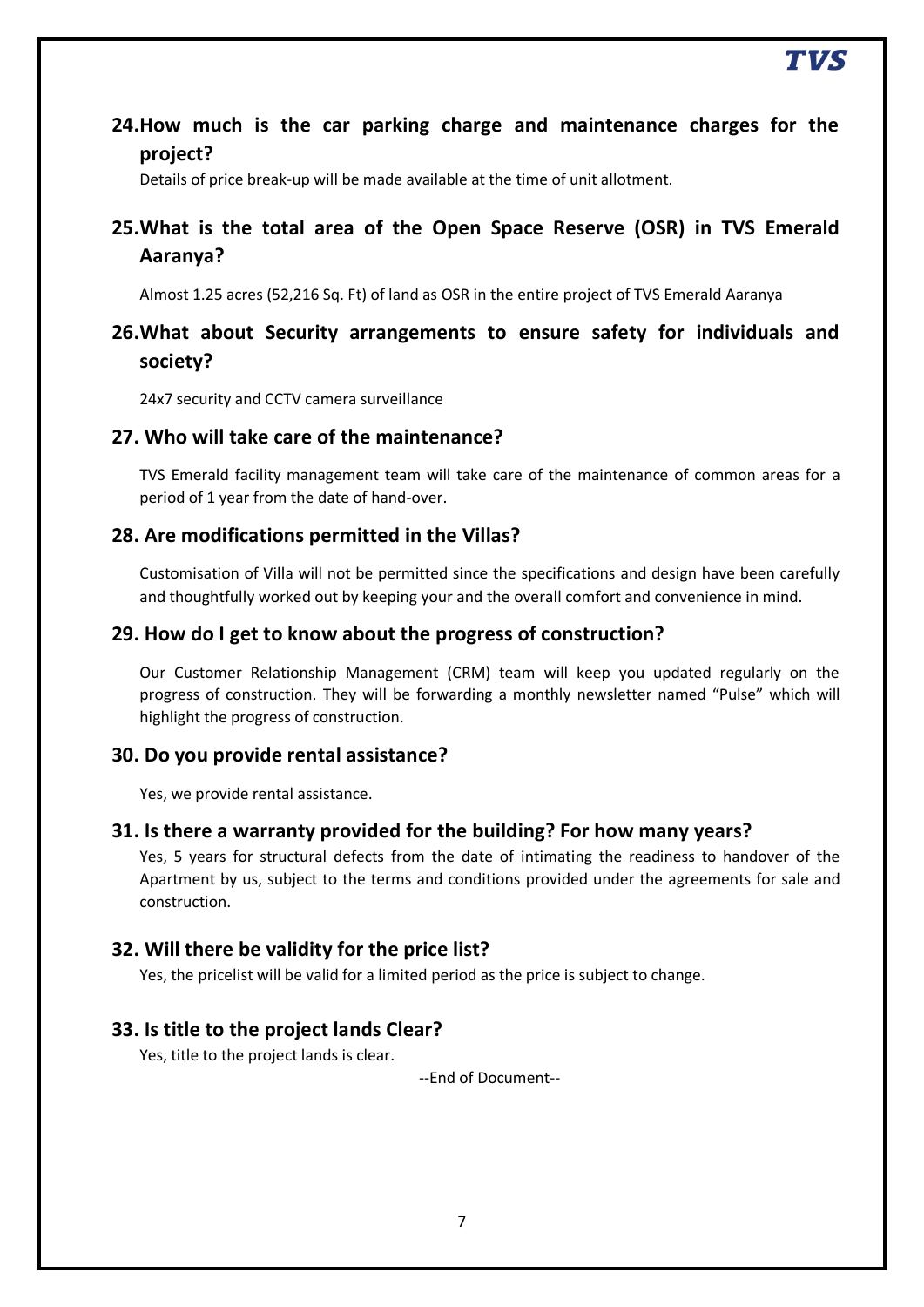## 24. How much is the car parking charge and maintenance charges for the project?

Details of price break-up will be made available at the time of unit allotment.

## 25. What is the total area of the Open Space Reserve (OSR) in TVS Emerald Aaranya?

Almost 1.25 acres (52,216 Sq. Ft) of land as OSR in the entire project of TVS Emerald Aaranya

## 26. What about Security arrangements to ensure safety for individuals and society?

24x7 security and CCTV camera surveillance

## 27. Who will take care of the maintenance?

TVS Emerald facility management team will take care of the maintenance of common areas for a period of 1 year from the date of hand-over.

## 28. Are modifications permitted in the Villas?

Customisation of Villa will not be permitted since the specifications and design have been carefully and thoughtfully worked out by keeping your and the overall comfort and convenience in mind.

## 29. How do I get to know about the progress of construction?

Our Customer Relationship Management (CRM) team will keep you updated regularly on the progress of construction. They will be forwarding a monthly newsletter named "Pulse" which will highlight the progress of construction.

## 30. Do you provide rental assistance?

Yes, we provide rental assistance.

## 31. Is there a warranty provided for the building? For how many years?

Yes, 5 years for structural defects from the date of intimating the readiness to handover of the Apartment by us, subject to the terms and conditions provided under the agreements for sale and construction.

## 32. Will there be validity for the price list?

Yes, the pricelist will be valid for a limited period as the price is subject to change.

## 33. Is title to the project lands Clear?

Yes, title to the project lands is clear.

--End of Document--